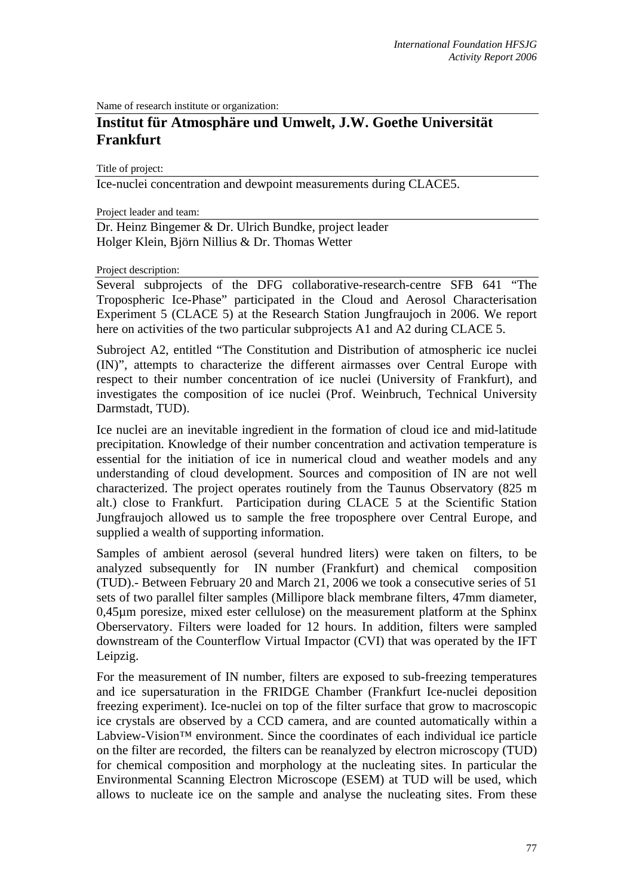Name of research institute or organization:

# Institut für Atmosphäre und Umwelt, J.W. Goethe Universität Frankfurt

Title of project:

Ice-nuclei concentration and dewpoint measurements during CLACE5.

Project leader and team:

Dr. Heinz Bingemer & Dr. Ulrich Bundke, project leader
Holger Klein, Björn Nillius & Dr. Thomas Wetter

Project description:

Several subprojects of the DFG collaborative-research-centre SFB 641 "The Tropospheric Ice-Phase" participated in the Cloud and Aerosol Characterisation Experiment 5 (CLACE 5) at the Research Station Jungfraujoch in 2006. We report here on activities of the two particular subprojects A1 and A2 during CLACE 5.

Subroject A2, entitled "The Constitution and Distribution of atmospheric ice nuclei (IN)", attempts to characterize the different airmasses over Central Europe with respect to their number concentration of ice nuclei (University of Frankfurt), and investigates the composition of ice nuclei (Prof. Weinbruch, Technical University Darmstadt, TUD).

Ice nuclei are an inevitable ingredient in the formation of cloud ice and mid-latitude precipitation. Knowledge of their number concentration and activation temperature is essential for the initiation of ice in numerical cloud and weather models and any understanding of cloud development. Sources and composition of IN are not well characterized. The project operates routinely from the Taunus Observatory (825 m alt.) close to Frankfurt. Participation during CLACE 5 at the Scientific Station Jungfraujoch allowed us to sample the free troposphere over Central Europe, and supplied a wealth of supporting information.

Samples of ambient aerosol (several hundred liters) were taken on filters, to be analyzed subsequently for IN number (Frankfurt) and chemical composition (TUD).- Between February 20 and March 21, 2006 we took a consecutive series of 51 sets of two parallel filter samples (Millipore black membrane filters, 47mm diameter, 0,45µm poresize, mixed ester cellulose) on the measurement platform at the Sphinx Oberservatory. Filters were loaded for 12 hours. In addition, filters were sampled downstream of the Counterflow Virtual Impactor (CVI) that was operated by the IFT Leipzig.

For the measurement of IN number, filters are exposed to sub-freezing temperatures and ice supersaturation in the FRIDGE Chamber (Frankfurt Ice-nuclei deposition freezing experiment). Ice-nuclei on top of the filter surface that grow to macroscopic ice crystals are observed by a CCD camera, and are counted automatically within a Labview-Vision™ environment. Since the coordinates of each individual ice particle on the filter are recorded, the filters can be reanalyzed by electron microscopy (TUD) for chemical composition and morphology at the nucleating sites. In particular the Environmental Scanning Electron Microscope (ESEM) at TUD will be used, which allows to nucleate ice on the sample and analyse the nucleating sites. From these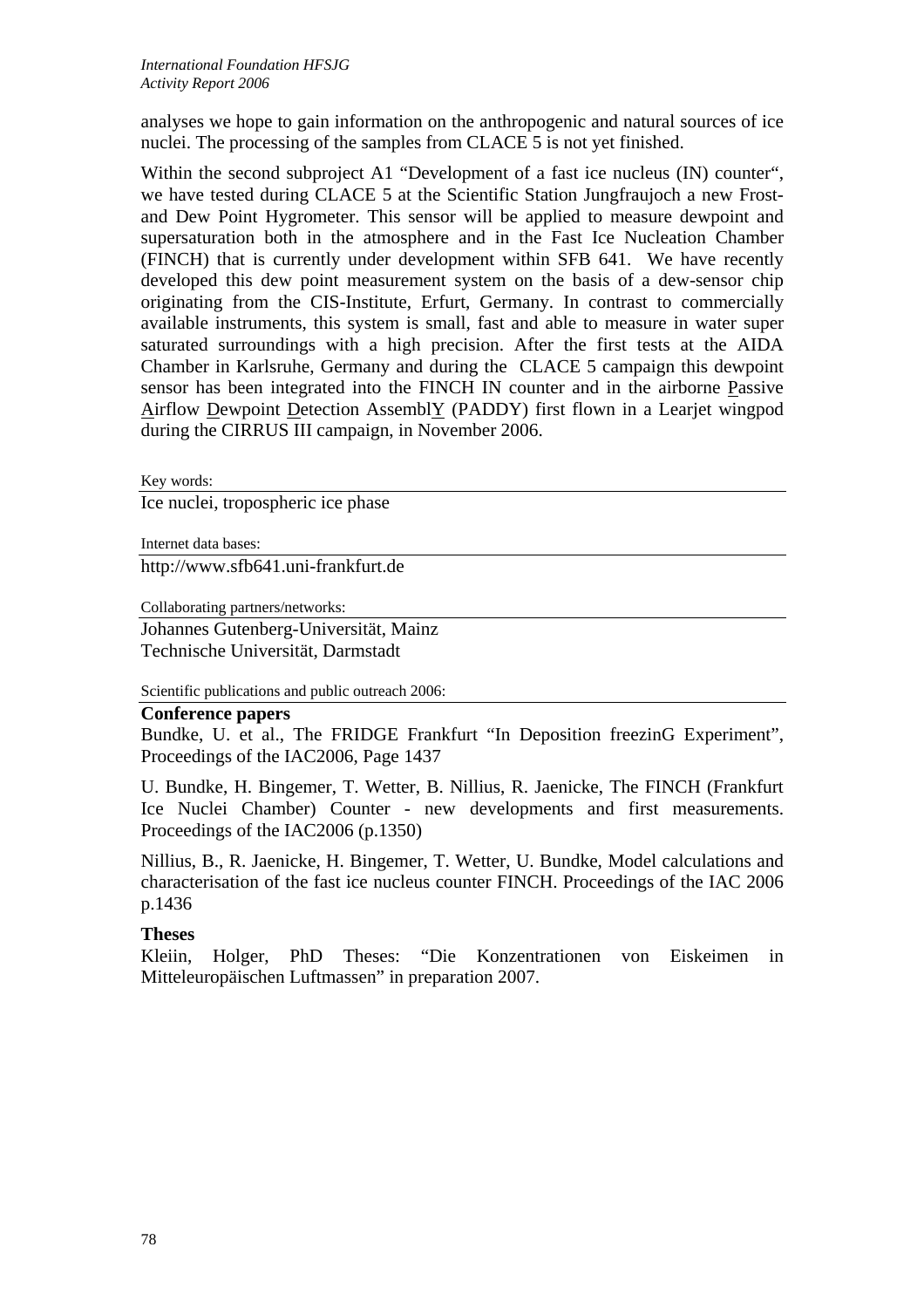analyses we hope to gain information on the anthropogenic and natural sources of ice nuclei. The processing of the samples from CLACE 5 is not yet finished.

Within the second subproject A1 "Development of a fast ice nucleus (IN) counter", we have tested during CLACE 5 at the Scientific Station Jungfraujoch a new Frost- and Dew Point Hygrometer. This sensor will be applied to measure dewpoint and supersaturation both in the atmosphere and in the Fast Ice Nucleation Chamber (FINCH) that is currently under development within SFB 641. We have recently developed this dew point measurement system on the basis of a dew-sensor chip originating from the CIS-Institute, Erfurt, Germany. In contrast to commercially available instruments, this system is small, fast and able to measure in water super saturated surroundings with a high precision. After the first tests at the AIDA Chamber in Karlsruhe, Germany and during the CLACE 5 campaign this dewpoint sensor has been integrated into the FINCH IN counter and in the airborne Passive Airflow Dewpoint Detection AssemblY (PADDY) first flown in a Learjet wingpod during the CIRRUS III campaign, in November 2006.

Key words:

Ice nuclei, tropospheric ice phase

Internet data bases:

http://www.sfb641.uni-frankfurt.de

Collaborating partners/networks:

Johannes Gutenberg-Universität, Mainz
Technische Universität, Darmstadt

Scientific publications and public outreach 2006:

**Conference papers**

Bundke, U. et al., The FRIDGE Frankfurt "In Deposition freezinG Experiment", Proceedings of the IAC2006, Page 1437

U. Bundke, H. Bingemer, T. Wetter, B. Nillius, R. Jaenicke, The FINCH (Frankfurt Ice Nuclei Chamber) Counter - new developments and first measurements. Proceedings of the IAC2006 (p.1350)

Nillius, B., R. Jaenicke, H. Bingemer, T. Wetter, U. Bundke, Model calculations and characterisation of the fast ice nucleus counter FINCH. Proceedings of the IAC 2006 p.1436

**Theses**

Kleiin, Holger, PhD Theses: "Die Konzentrationen von Eiskeimen in Mitteleuropäischen Luftmassen" in preparation 2007.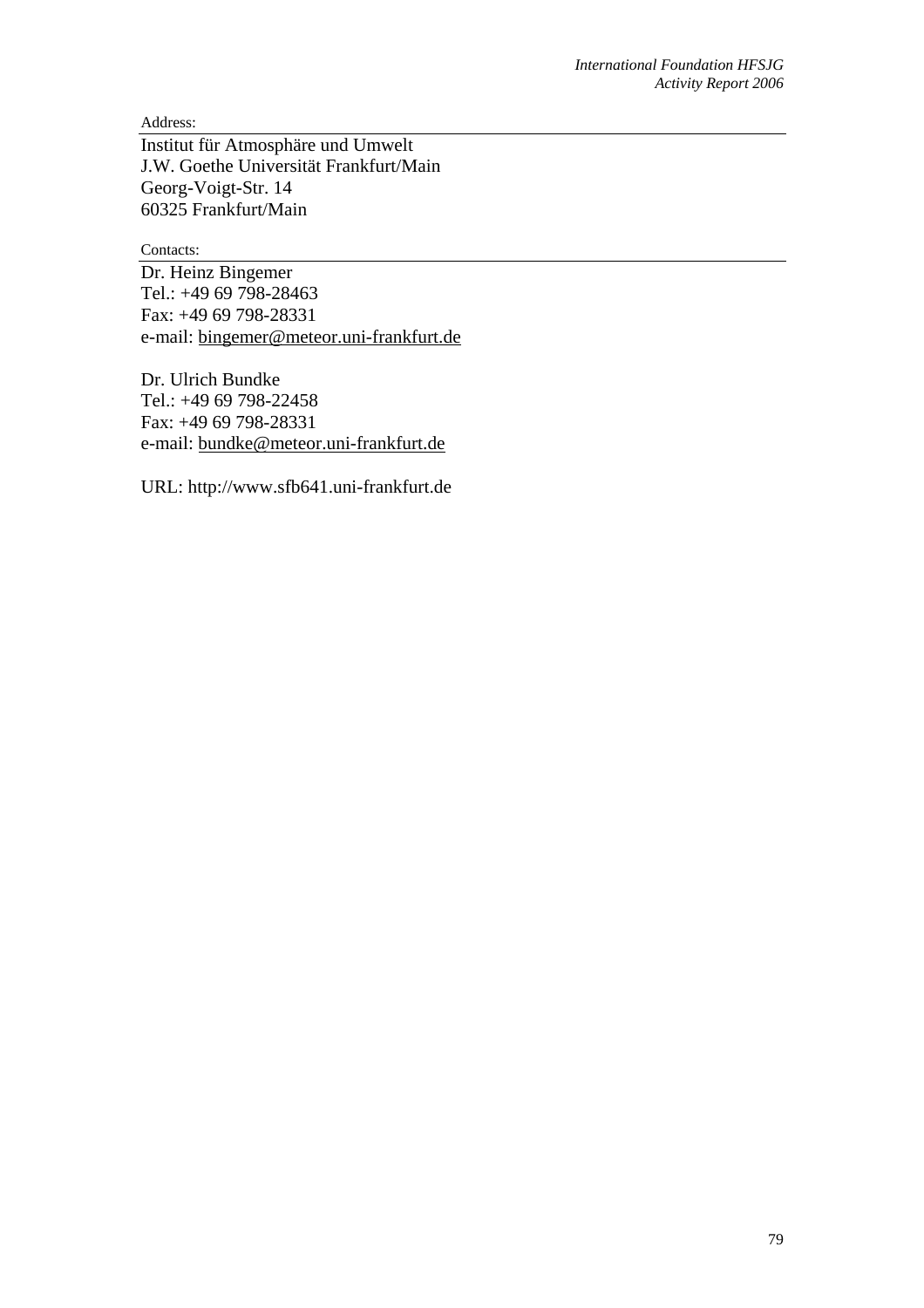Address:

Institut für Atmosphäre und Umwelt
J.W. Goethe Universität Frankfurt/Main
Georg-Voigt-Str. 14
60325 Frankfurt/Main

Contacts:

Dr. Heinz Bingemer
Tel.: +49 69 798-28463
Fax: +49 69 798-28331
e-mail: bingemer@meteor.uni-frankfurt.de

Dr. Ulrich Bundke
Tel.: +49 69 798-22458
Fax: +49 69 798-28331
e-mail: bundke@meteor.uni-frankfurt.de

URL: http://www.sfb641.uni-frankfurt.de